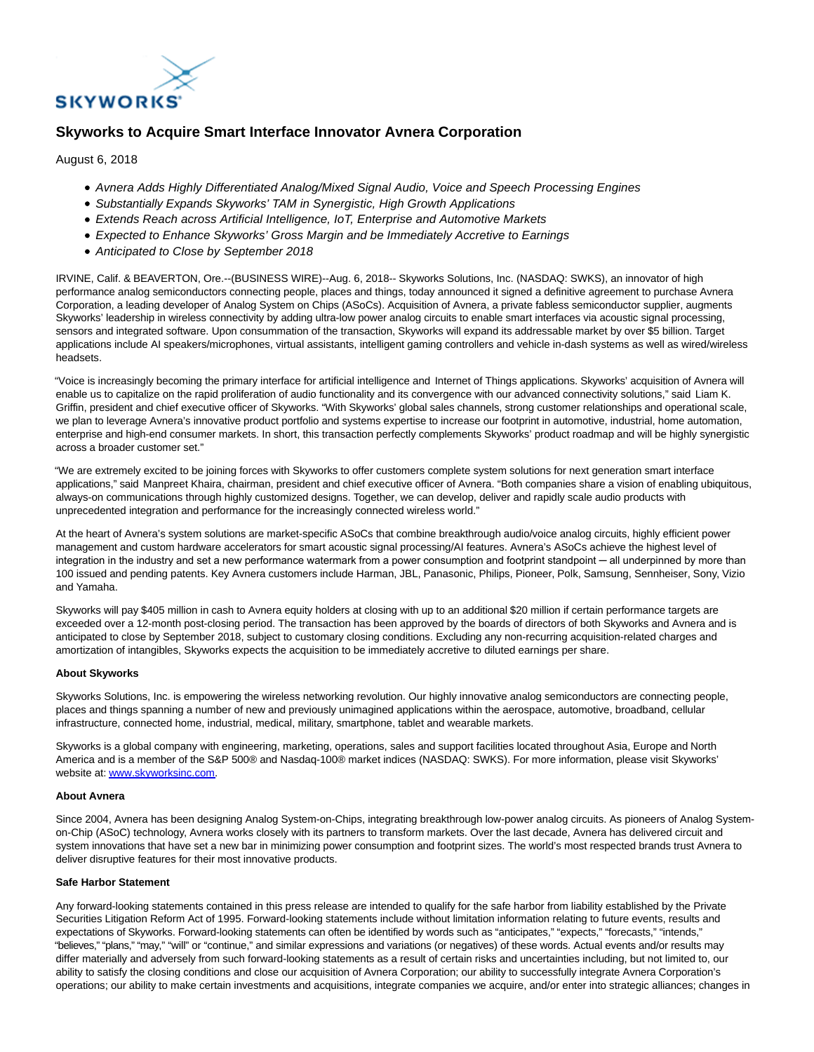SKYWORKS®

# Skyworks to Acquire Smart Interface Innovator Avnera Corporation

August 6, 2018

- *Avnera Adds Highly Differentiated Analog/Mixed Signal Audio, Voice and Speech Processing Engines*
- *Substantially Expands Skyworks' TAM in Synergistic, High Growth Applications*
- *Extends Reach across Artificial Intelligence, IoT, Enterprise and Automotive Markets*
- *Expected to Enhance Skyworks' Gross Margin and be Immediately Accretive to Earnings*
- *Anticipated to Close by September 2018*

IRVINE, Calif. & BEAVERTON, Ore.--(BUSINESS WIRE)--Aug. 6, 2018-- Skyworks Solutions, Inc. (NASDAQ: SWKS), an innovator of high performance analog semiconductors connecting people, places and things, today announced it signed a definitive agreement to purchase Avnera Corporation, a leading developer of Analog System on Chips (ASoCs). Acquisition of Avnera, a private fabless semiconductor supplier, augments Skyworks' leadership in wireless connectivity by adding ultra-low power analog circuits to enable smart interfaces via acoustic signal processing, sensors and integrated software. Upon consummation of the transaction, Skyworks will expand its addressable market by over $5 billion. Target applications include AI speakers/microphones, virtual assistants, intelligent gaming controllers and vehicle in-dash systems as well as wired/wireless headsets.

"Voice is increasingly becoming the primary interface for artificial intelligence and Internet of Things applications. Skyworks' acquisition of Avnera will enable us to capitalize on the rapid proliferation of audio functionality and its convergence with our advanced connectivity solutions," said Liam K. Griffin, president and chief executive officer of Skyworks. "With Skyworks' global sales channels, strong customer relationships and operational scale, we plan to leverage Avnera's innovative product portfolio and systems expertise to increase our footprint in automotive, industrial, home automation, enterprise and high-end consumer markets. In short, this transaction perfectly complements Skyworks' product roadmap and will be highly synergistic across a broader customer set."

"We are extremely excited to be joining forces with Skyworks to offer customers complete system solutions for next generation smart interface applications," said Manpreet Khaira, chairman, president and chief executive officer of Avnera. "Both companies share a vision of enabling ubiquitous, always-on communications through highly customized designs. Together, we can develop, deliver and rapidly scale audio products with unprecedented integration and performance for the increasingly connected wireless world."

At the heart of Avnera's system solutions are market-specific ASoCs that combine breakthrough audio/voice analog circuits, highly efficient power management and custom hardware accelerators for smart acoustic signal processing/AI features. Avnera's ASoCs achieve the highest level of integration in the industry and set a new performance watermark from a power consumption and footprint standpoint ─ all underpinned by more than 100 issued and pending patents. Key Avnera customers include Harman, JBL, Panasonic, Philips, Pioneer, Polk, Samsung, Sennheiser, Sony, Vizio and Yamaha.

Skyworks will pay $405 million in cash to Avnera equity holders at closing with up to an additional $20 million if certain performance targets are exceeded over a 12-month post-closing period. The transaction has been approved by the boards of directors of both Skyworks and Avnera and is anticipated to close by September 2018, subject to customary closing conditions. Excluding any non-recurring acquisition-related charges and amortization of intangibles, Skyworks expects the acquisition to be immediately accretive to diluted earnings per share.

**About Skyworks**

Skyworks Solutions, Inc. is empowering the wireless networking revolution. Our highly innovative analog semiconductors are connecting people, places and things spanning a number of new and previously unimagined applications within the aerospace, automotive, broadband, cellular infrastructure, connected home, industrial, medical, military, smartphone, tablet and wearable markets.

Skyworks is a global company with engineering, marketing, operations, sales and support facilities located throughout Asia, Europe and North America and is a member of the S&P 500® and Nasdaq-100® market indices (NASDAQ: SWKS). For more information, please visit Skyworks' website at: www.skyworksinc.com.

**About Avnera**

Since 2004, Avnera has been designing Analog System-on-Chips, integrating breakthrough low-power analog circuits. As pioneers of Analog System-on-Chip (ASoC) technology, Avnera works closely with its partners to transform markets. Over the last decade, Avnera has delivered circuit and system innovations that have set a new bar in minimizing power consumption and footprint sizes. The world's most respected brands trust Avnera to deliver disruptive features for their most innovative products.

**Safe Harbor Statement**

Any forward-looking statements contained in this press release are intended to qualify for the safe harbor from liability established by the Private Securities Litigation Reform Act of 1995. Forward-looking statements include without limitation information relating to future events, results and expectations of Skyworks. Forward-looking statements can often be identified by words such as "anticipates," "expects," "forecasts," "intends," "believes," "plans," "may," "will" or "continue," and similar expressions and variations (or negatives) of these words. Actual events and/or results may differ materially and adversely from such forward-looking statements as a result of certain risks and uncertainties including, but not limited to, our ability to satisfy the closing conditions and close our acquisition of Avnera Corporation; our ability to successfully integrate Avnera Corporation's operations; our ability to make certain investments and acquisitions, integrate companies we acquire, and/or enter into strategic alliances; changes in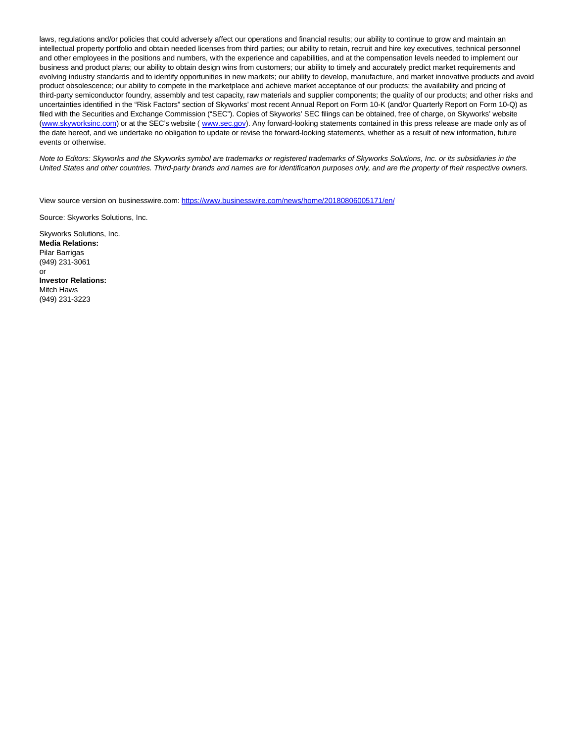laws, regulations and/or policies that could adversely affect our operations and financial results; our ability to continue to grow and maintain an intellectual property portfolio and obtain needed licenses from third parties; our ability to retain, recruit and hire key executives, technical personnel and other employees in the positions and numbers, with the experience and capabilities, and at the compensation levels needed to implement our business and product plans; our ability to obtain design wins from customers; our ability to timely and accurately predict market requirements and evolving industry standards and to identify opportunities in new markets; our ability to develop, manufacture, and market innovative products and avoid product obsolescence; our ability to compete in the marketplace and achieve market acceptance of our products; the availability and pricing of third-party semiconductor foundry, assembly and test capacity, raw materials and supplier components; the quality of our products; and other risks and uncertainties identified in the "Risk Factors" section of Skyworks' most recent Annual Report on Form 10-K (and/or Quarterly Report on Form 10-Q) as filed with the Securities and Exchange Commission ("SEC"). Copies of Skyworks' SEC filings can be obtained, free of charge, on Skyworks' website ([www.skyworksinc.com](http://www.skyworksinc.com)) or at the SEC's website ( [www.sec.gov](http://www.sec.gov)). Any forward-looking statements contained in this press release are made only as of the date hereof, and we undertake no obligation to update or revise the forward-looking statements, whether as a result of new information, future events or otherwise.

*Note to Editors: Skyworks and the Skyworks symbol are trademarks or registered trademarks of Skyworks Solutions, Inc. or its subsidiaries in the United States and other countries. Third-party brands and names are for identification purposes only, and are the property of their respective owners.*

View source version on businesswire.com: [https://www.businesswire.com/news/home/20180806005171/en/](https://www.businesswire.com/news/home/20180806005171/en/)

Source: Skyworks Solutions, Inc.

Skyworks Solutions, Inc.
**Media Relations:**
Pilar Barrigas
(949) 231-3061
or
**Investor Relations:**
Mitch Haws
(949) 231-3223